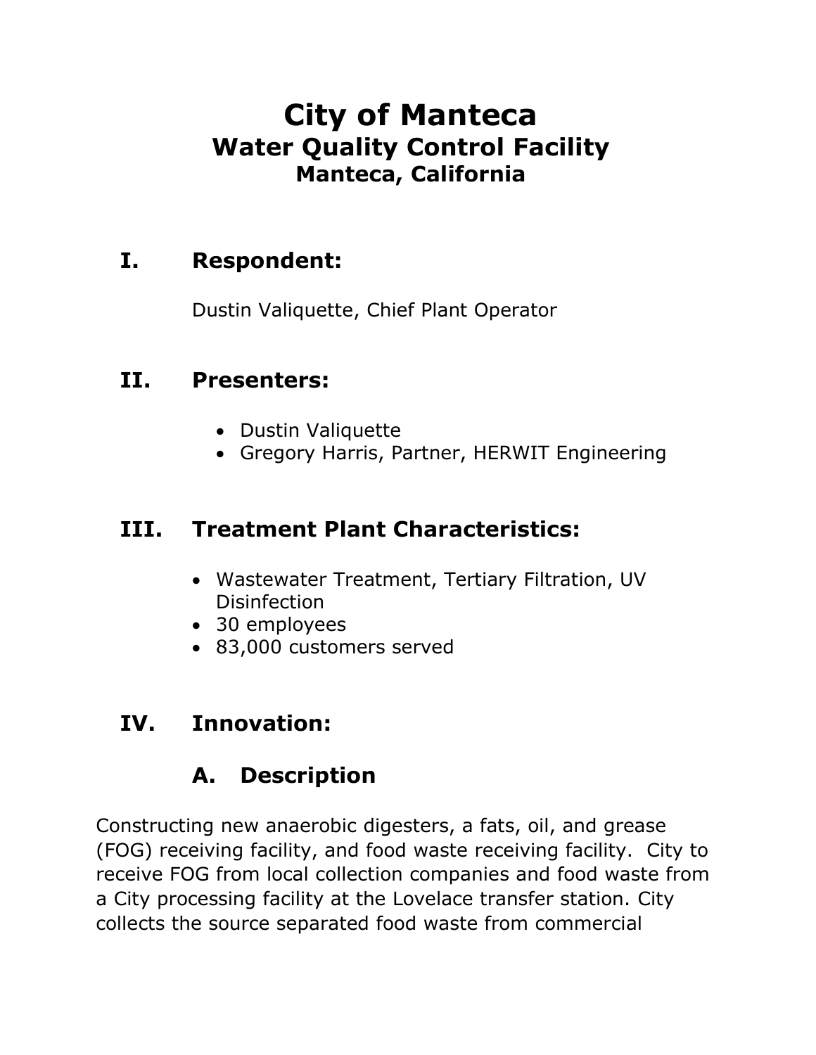# City of Manteca

## Water Quality Control Facility

### Manteca, California

## I. Respondent:

Dustin Valiquette, Chief Plant Operator

## II. Presenters:

- Dustin Valiquette
- Gregory Harris, Partner, HERWIT Engineering

## III. Treatment Plant Characteristics:

- Wastewater Treatment, Tertiary Filtration, UV Disinfection
- 30 employees
- 83,000 customers served

## IV. Innovation:

### A. Description

Constructing new anaerobic digesters, a fats, oil, and grease (FOG) receiving facility, and food waste receiving facility. City to receive FOG from local collection companies and food waste from a City processing facility at the Lovelace transfer station. City collects the source separated food waste from commercial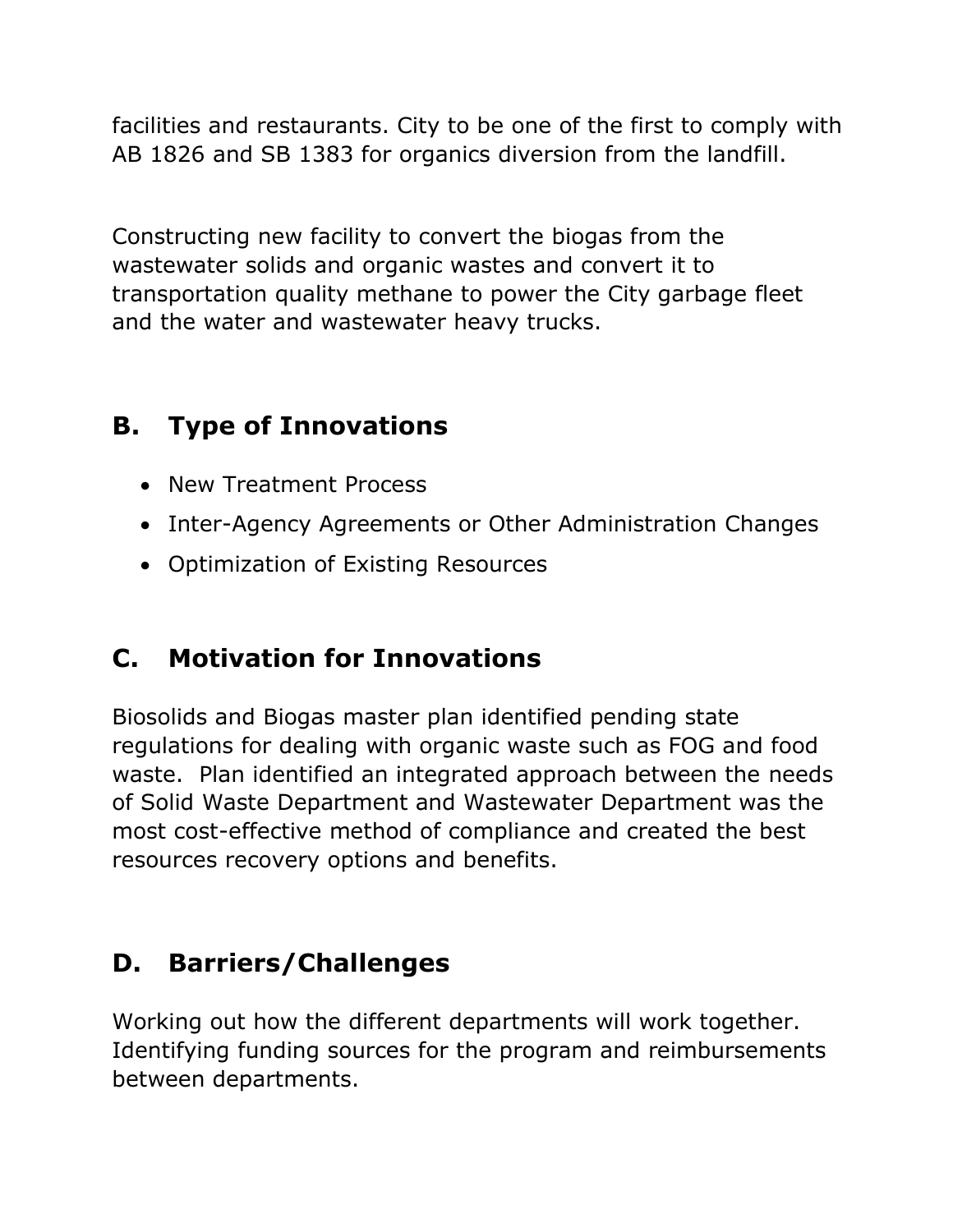facilities and restaurants. City to be one of the first to comply with AB 1826 and SB 1383 for organics diversion from the landfill.

Constructing new facility to convert the biogas from the wastewater solids and organic wastes and convert it to transportation quality methane to power the City garbage fleet and the water and wastewater heavy trucks.

## B. Type of Innovations

- New Treatment Process
- Inter-Agency Agreements or Other Administration Changes
- Optimization of Existing Resources

## C. Motivation for Innovations

Biosolids and Biogas master plan identified pending state regulations for dealing with organic waste such as FOG and food waste. Plan identified an integrated approach between the needs of Solid Waste Department and Wastewater Department was the most cost-effective method of compliance and created the best resources recovery options and benefits.

## D. Barriers/Challenges

Working out how the different departments will work together. Identifying funding sources for the program and reimbursements between departments.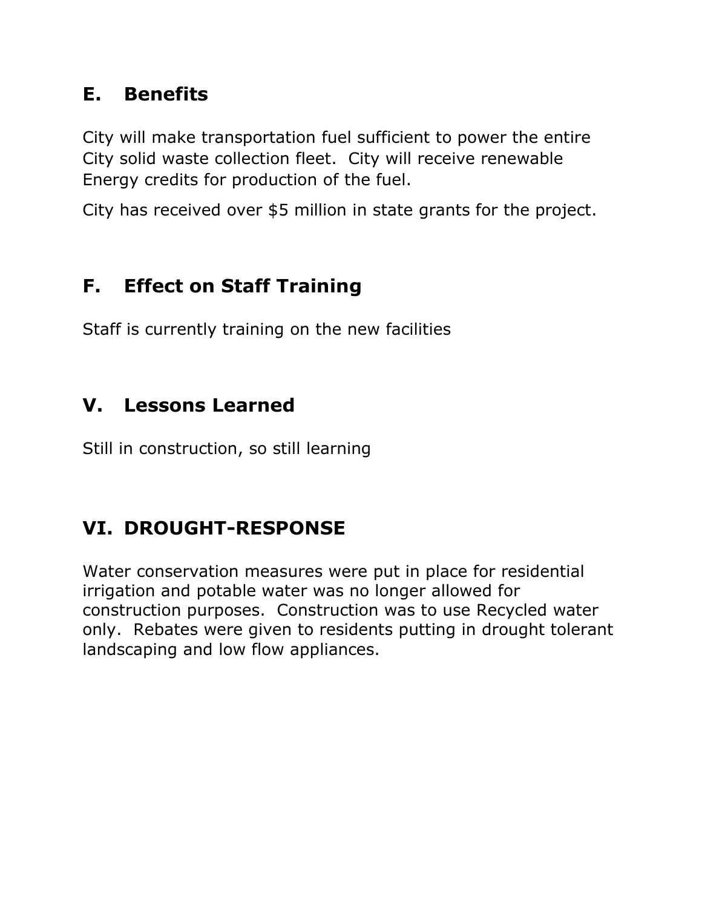## E. Benefits

City will make transportation fuel sufficient to power the entire City solid waste collection fleet. City will receive renewable Energy credits for production of the fuel.

City has received over $5 million in state grants for the project.

## F. Effect on Staff Training

Staff is currently training on the new facilities

## V. Lessons Learned

Still in construction, so still learning

## VI. DROUGHT-RESPONSE

Water conservation measures were put in place for residential irrigation and potable water was no longer allowed for construction purposes. Construction was to use Recycled water only. Rebates were given to residents putting in drought tolerant landscaping and low flow appliances.